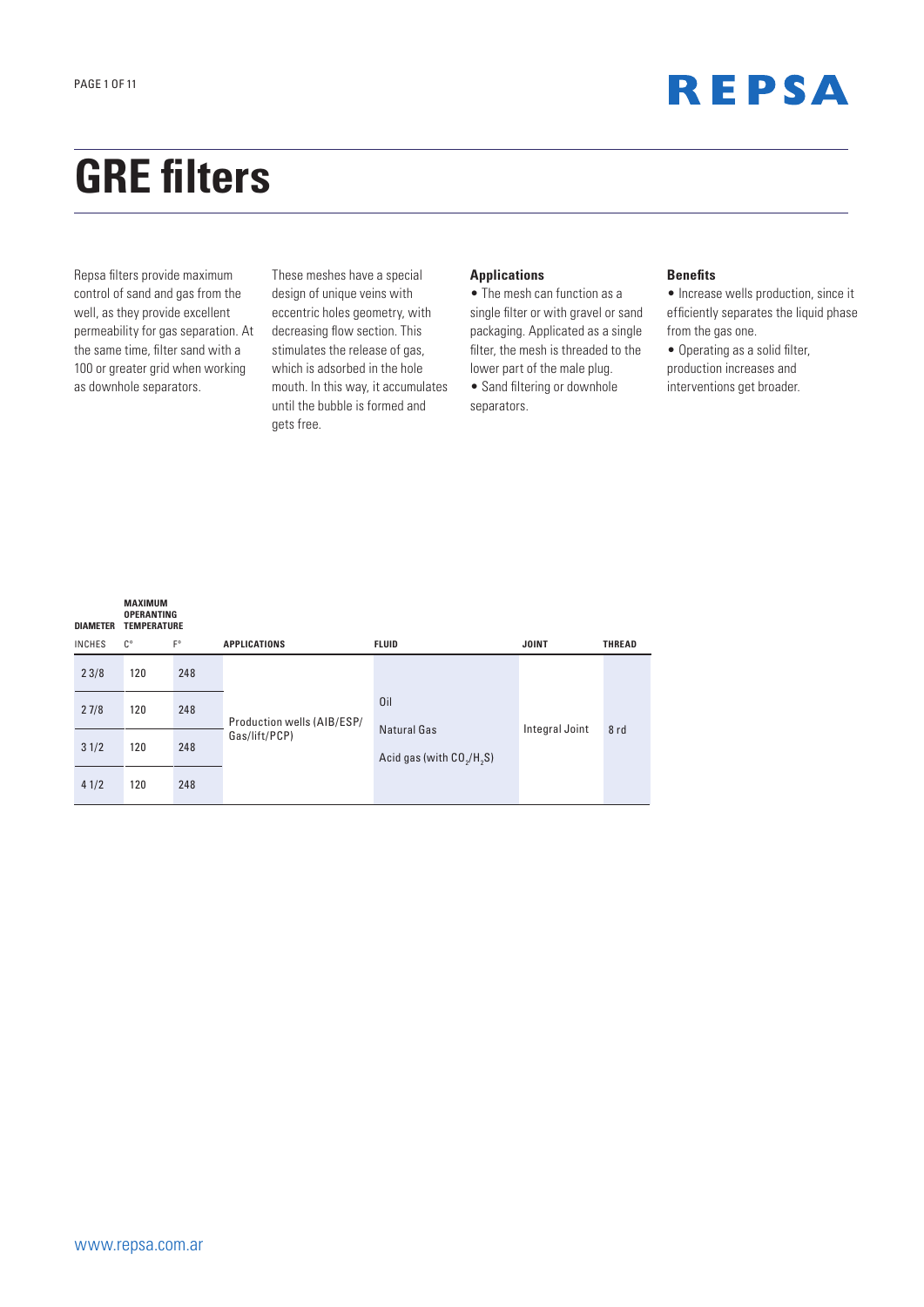# GRE filters

Repsa filters provide maximum control of sand and gas from the well, as they provide excellent permeability for gas separation. At the same time, filter sand with a 100 or greater grid when working as downhole separators.

These meshes have a special design of unique veins with eccentric holes geometry, with decreasing flow section. This stimulates the release of gas, which is adsorbed in the hole mouth. In this way, it accumulates until the bubble is formed and gets free.

### Applications

- The mesh can function as a single filter or with gravel or sand packaging. Applicated as a single filter, the mesh is threaded to the lower part of the male plug.
- Sand filtering or downhole separators.

### Benefits

- Increase wells production, since it efficiently separates the liquid phase from the gas one.
- Operating as a solid filter, production increases and interventions get broader.

| DIAMETER | MAXIMUM OPERANTING TEMPERATURE | | | | | |
|---|---|---|---|---|---|---|
| INCHES | C° | F° | APPLICATIONS | FLUID | JOINT | THREAD |
| 2 3/8 | 120 | 248 | Production wells (AIB/ESP/ Gas/lift/PCP) | Oil<br>Natural Gas<br>Acid gas (with $CO_2$/$H_2S$) | Integral Joint | 8 rd |
| 2 7/8 | 120 | 248 | | | | |
| 3 1/2 | 120 | 248 | | | | |
| 4 1/2 | 120 | 248 | | | | |

www.repsa.com.ar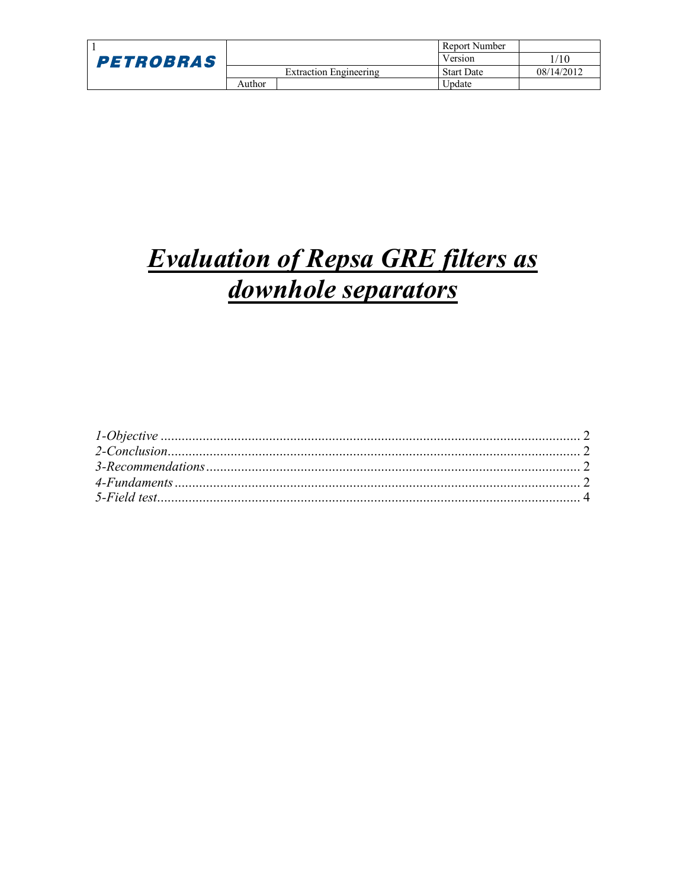# *Evaluation of Repsa GRE filters as downhole separators*

*1-Objective* ........................................................................................................................ 2
*2-Conclusion* ...................................................................................................................... 2
*3-Recommendations* ........................................................................................................... 2
*4-Fundaments* .................................................................................................................... 2
*5-Field test* ......................................................................................................................... 4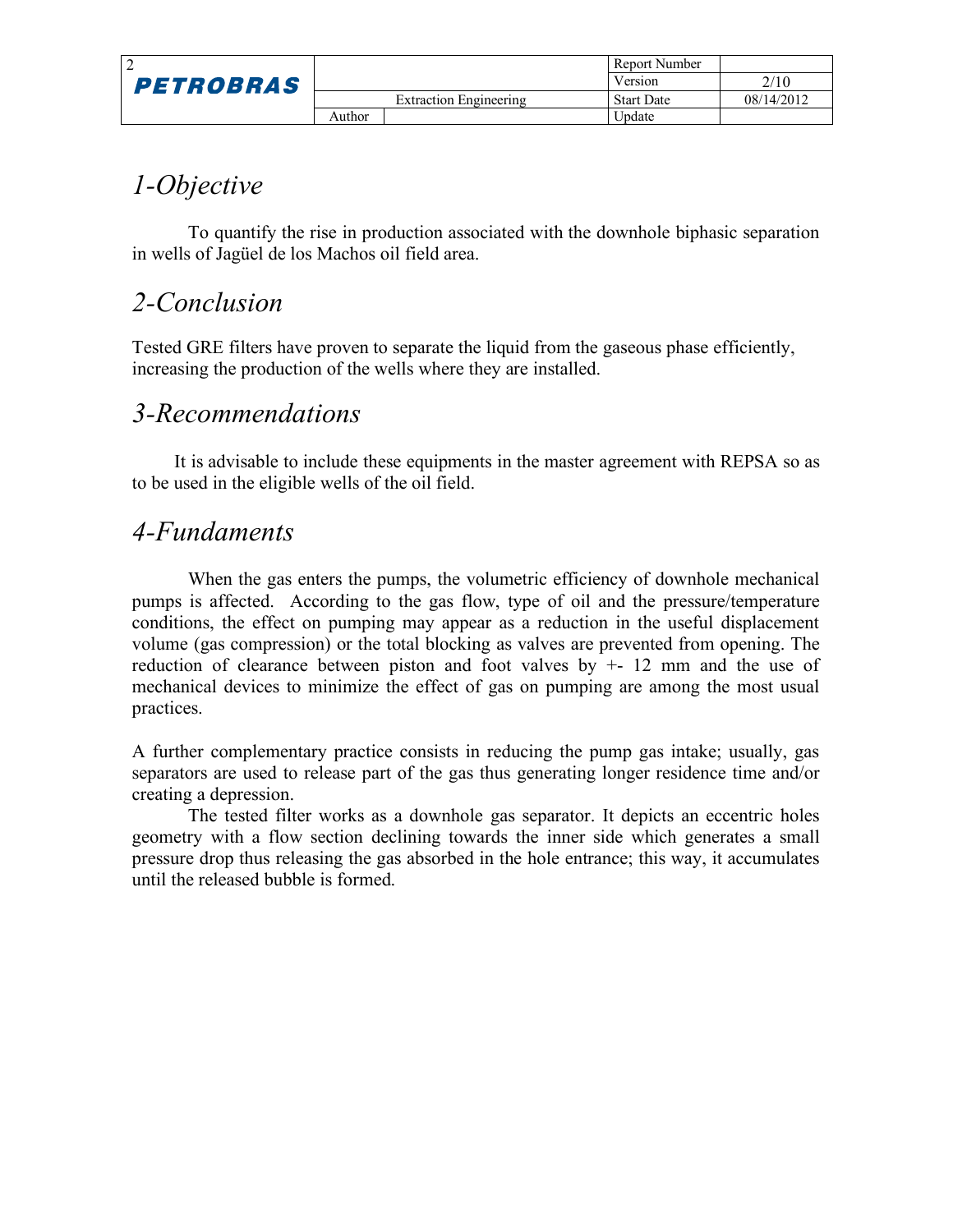# 1-Objective

To quantify the rise in production associated with the downhole biphasic separation in wells of Jagüel de los Machos oil field area.

# 2-Conclusion

Tested GRE filters have proven to separate the liquid from the gaseous phase efficiently, increasing the production of the wells where they are installed.

# 3-Recommendations

It is advisable to include these equipments in the master agreement with REPSA so as to be used in the eligible wells of the oil field.

# 4-Fundaments

When the gas enters the pumps, the volumetric efficiency of downhole mechanical pumps is affected. According to the gas flow, type of oil and the pressure/temperature conditions, the effect on pumping may appear as a reduction in the useful displacement volume (gas compression) or the total blocking as valves are prevented from opening. The reduction of clearance between piston and foot valves by +- 12 mm and the use of mechanical devices to minimize the effect of gas on pumping are among the most usual practices.

A further complementary practice consists in reducing the pump gas intake; usually, gas separators are used to release part of the gas thus generating longer residence time and/or creating a depression.

The tested filter works as a downhole gas separator. It depicts an eccentric holes geometry with a flow section declining towards the inner side which generates a small pressure drop thus releasing the gas absorbed in the hole entrance; this way, it accumulates until the released bubble is formed.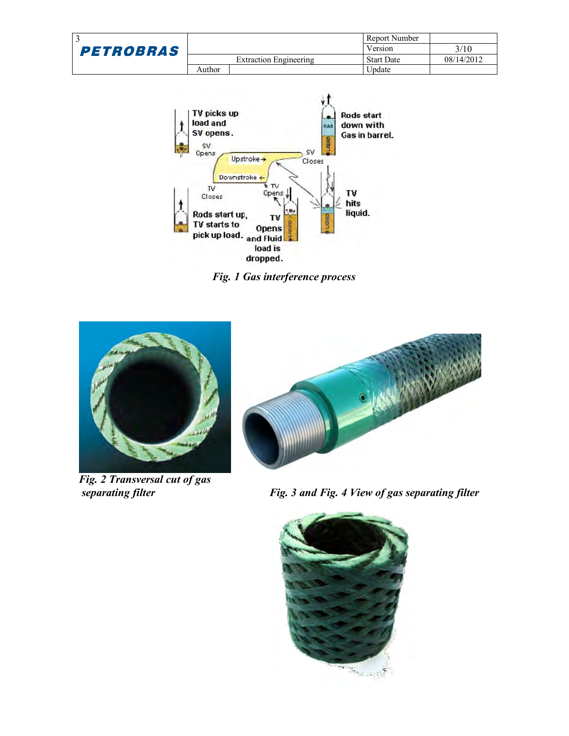*Fig. 1 Gas interference process*

*Fig. 2 Transversal cut of gas separating filter*

*Fig. 3 and Fig. 4 View of gas separating filter*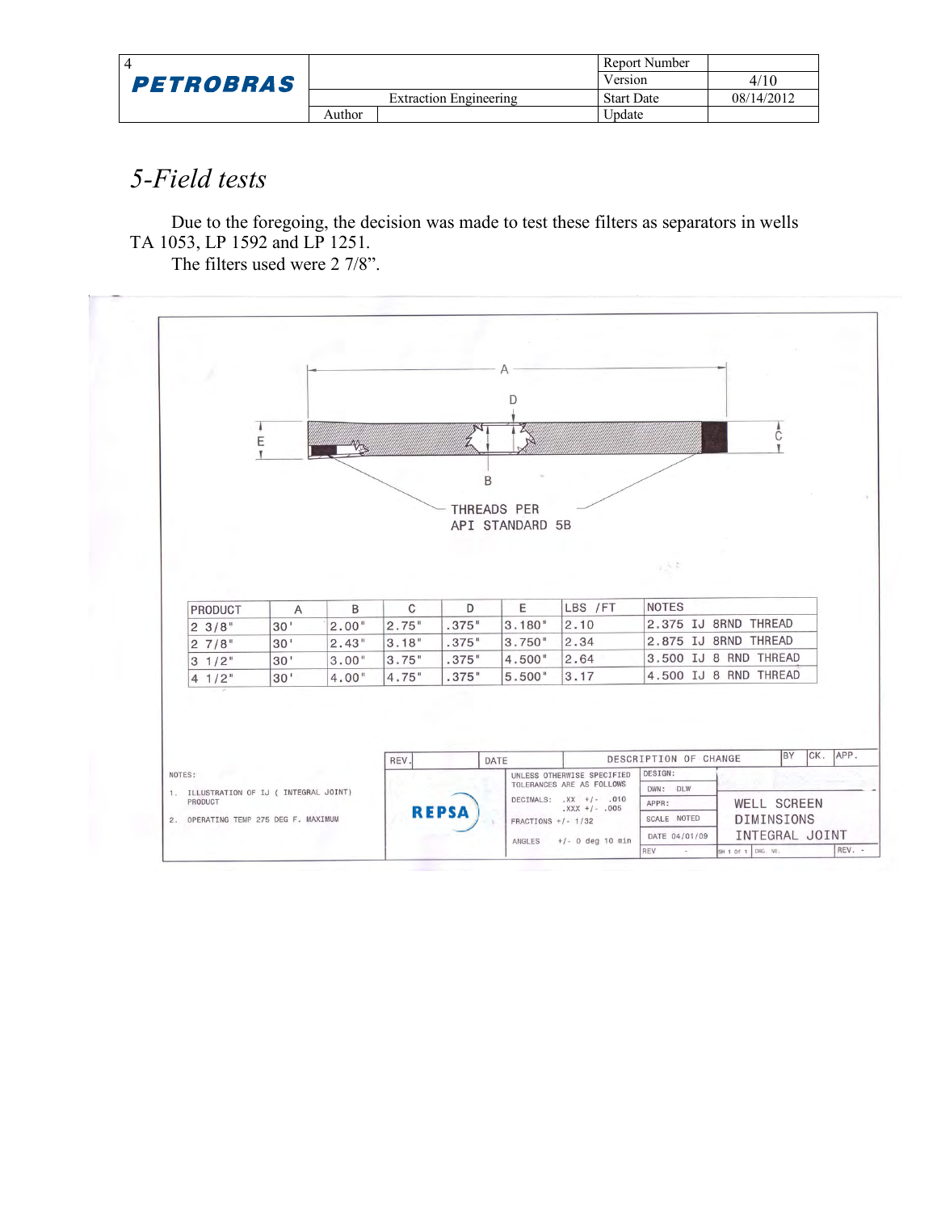## 5-Field tests

Due to the foregoing, the decision was made to test these filters as separators in wells TA 1053, LP 1592 and LP 1251.

The filters used were 2 7/8".

THREADS PER API STANDARD 5B

| PRODUCT | A | B | C | D | E | LBS /FT | NOTES |
|---|---|---|---|---|---|---|---|
| 2 3/8" | 30' | 2.00" | 2.75" | .375" | 3.180" | 2.10 | 2.375 IJ 8RND THREAD |
| 2 7/8" | 30' | 2.43" | 3.18" | .375" | 3.750" | 2.34 | 2.875 IJ 8RND THREAD |
| 3 1/2" | 30' | 3.00" | 3.75" | .375" | 4.500" | 2.64 | 3.500 IJ 8 RND THREAD |
| 4 1/2" | 30' | 4.00" | 4.75" | .375" | 5.500" | 3.17 | 4.500 IJ 8 RND THREAD |

NOTES:

1. ILLUSTRATION OF IJ ( INTEGRAL JOINT) PRODUCT
2. OPERATING TEMP 275 DEG F. MAXIMUM

REPSA

UNLESS OTHERWISE SPECIFIED TOLERANCES ARE AS FOLLOWS
DECIMALS: .XX +/- .010, .XXX +/- .005
FRACTIONS +/- 1/32
ANGLES +/- 0 deg 10 min

DWN: DLW
SCALE NOTED
DATE 04/01/09

WELL SCREEN DIMINSIONS INTEGRAL JOINT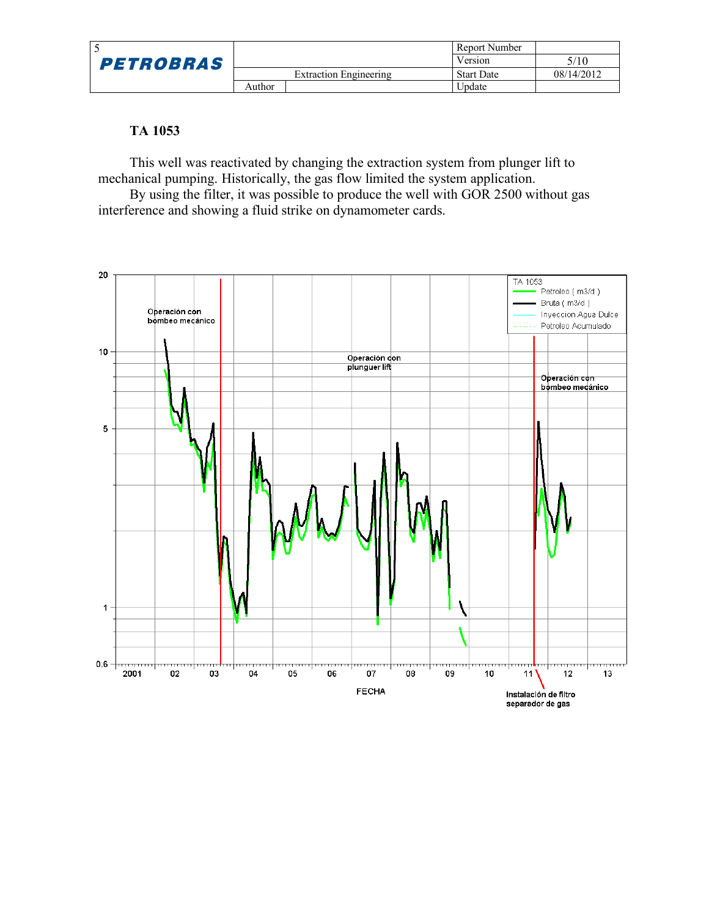### TA 1053

This well was reactivated by changing the extraction system from plunger lift to mechanical pumping. Historically, the gas flow limited the system application.

By using the filter, it was possible to produce the well with GOR 2500 without gas interference and showing a fluid strike on dynamometer cards.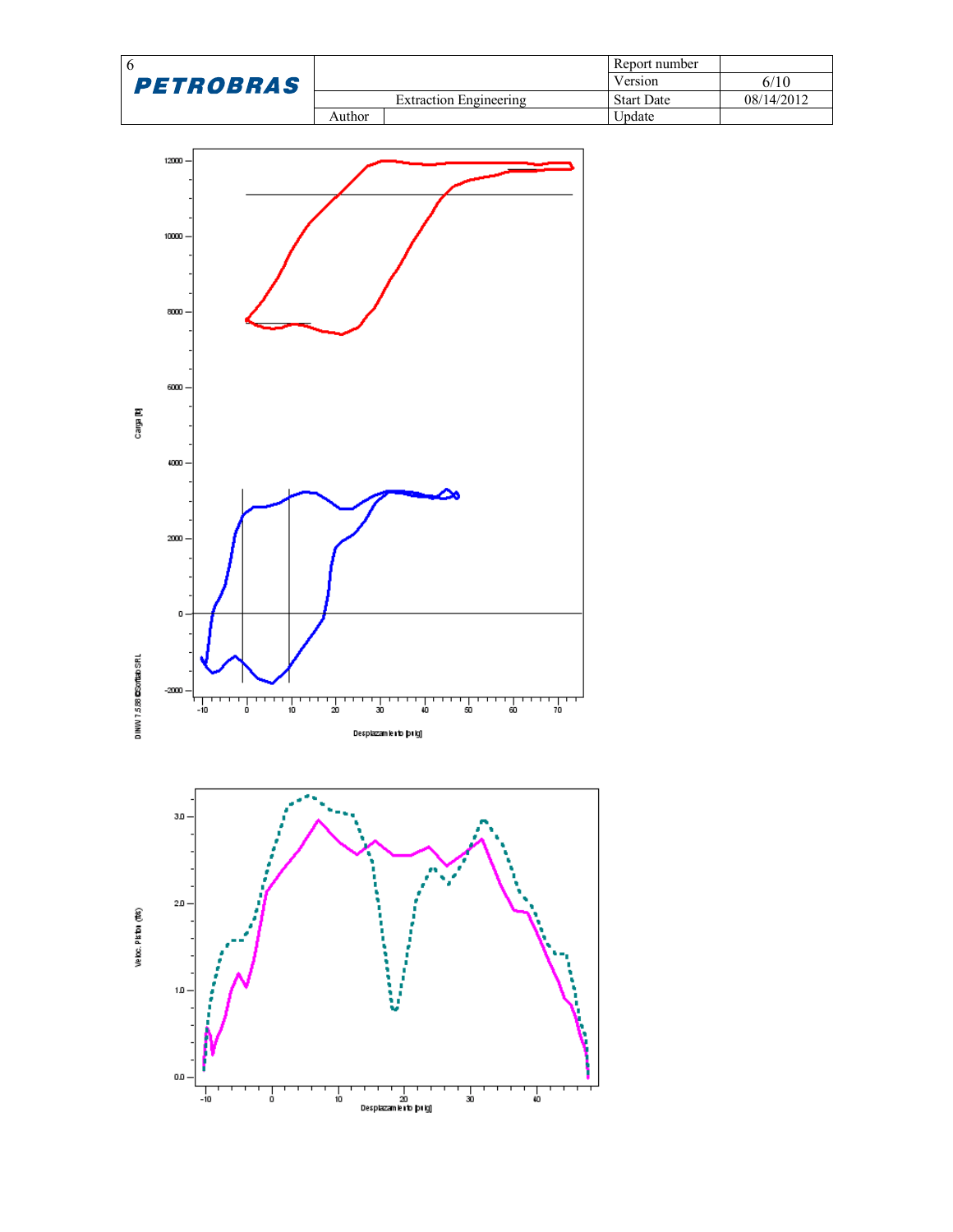Carga [lb]

DINW 7.5.68 ©Coriolab SRL

Desplazamiento [pulg]

Veloc. Pistón (ft/s)

Desplazamiento [pulg]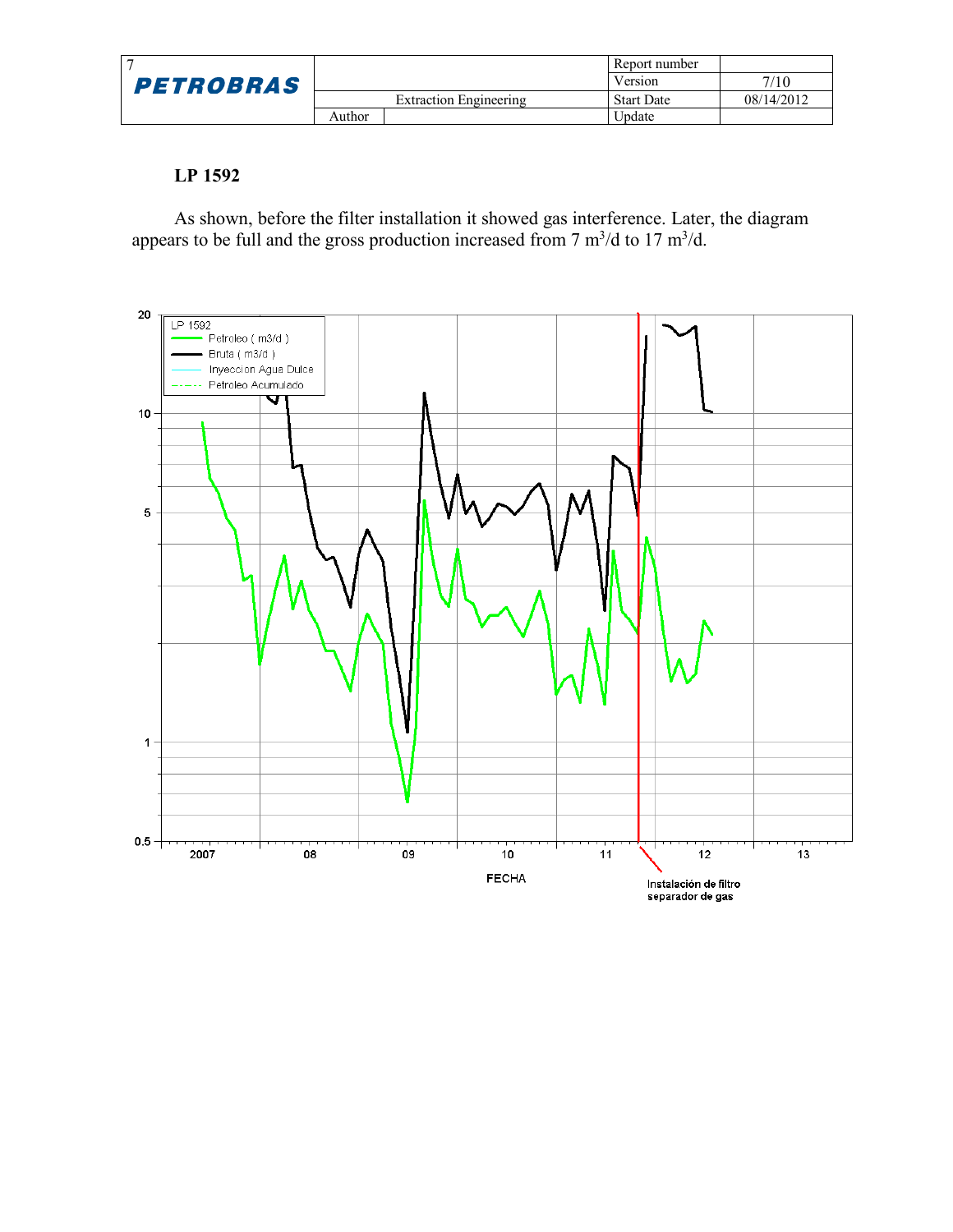## LP 1592

As shown, before the filter installation it showed gas interference. Later, the diagram appears to be full and the gross production increased from 7 $m^3$/d to 17 $m^3$/d.

LP 1592
Petroleo ( m3/d )
Bruta ( m3/d )
Inyeccion Agua Dulce
Petroleo Acumulado

FECHA

Instalación de filtro separador de gas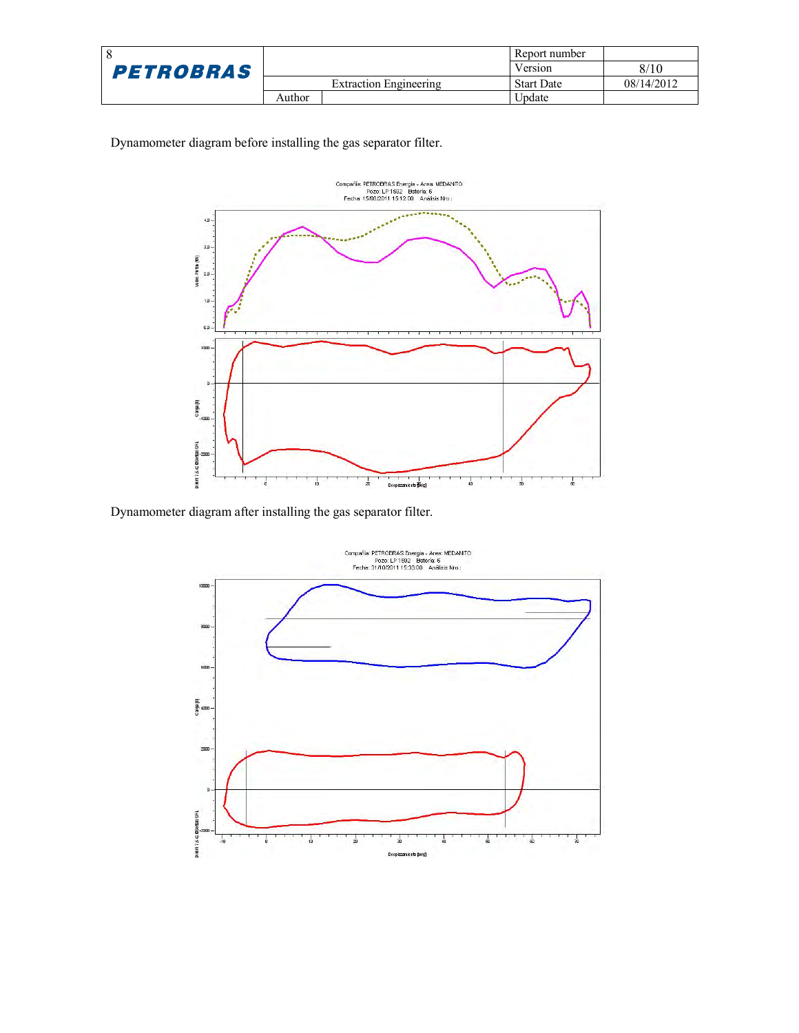Dynamometer diagram before installing the gas separator filter.

Dynamometer diagram after installing the gas separator filter.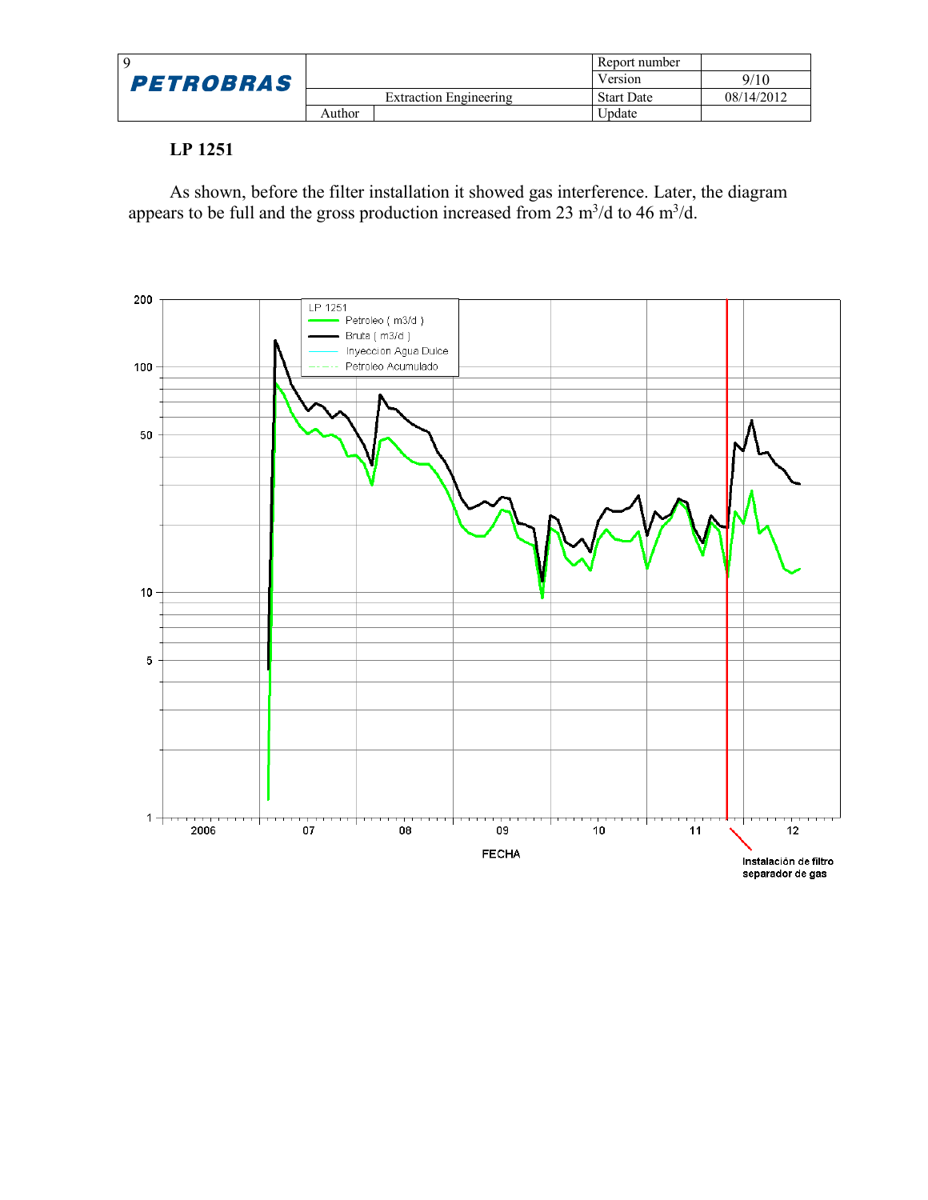## LP 1251

As shown, before the filter installation it showed gas interference. Later, the diagram appears to be full and the gross production increased from 23 $m^3/d$ to 46 $m^3/d$.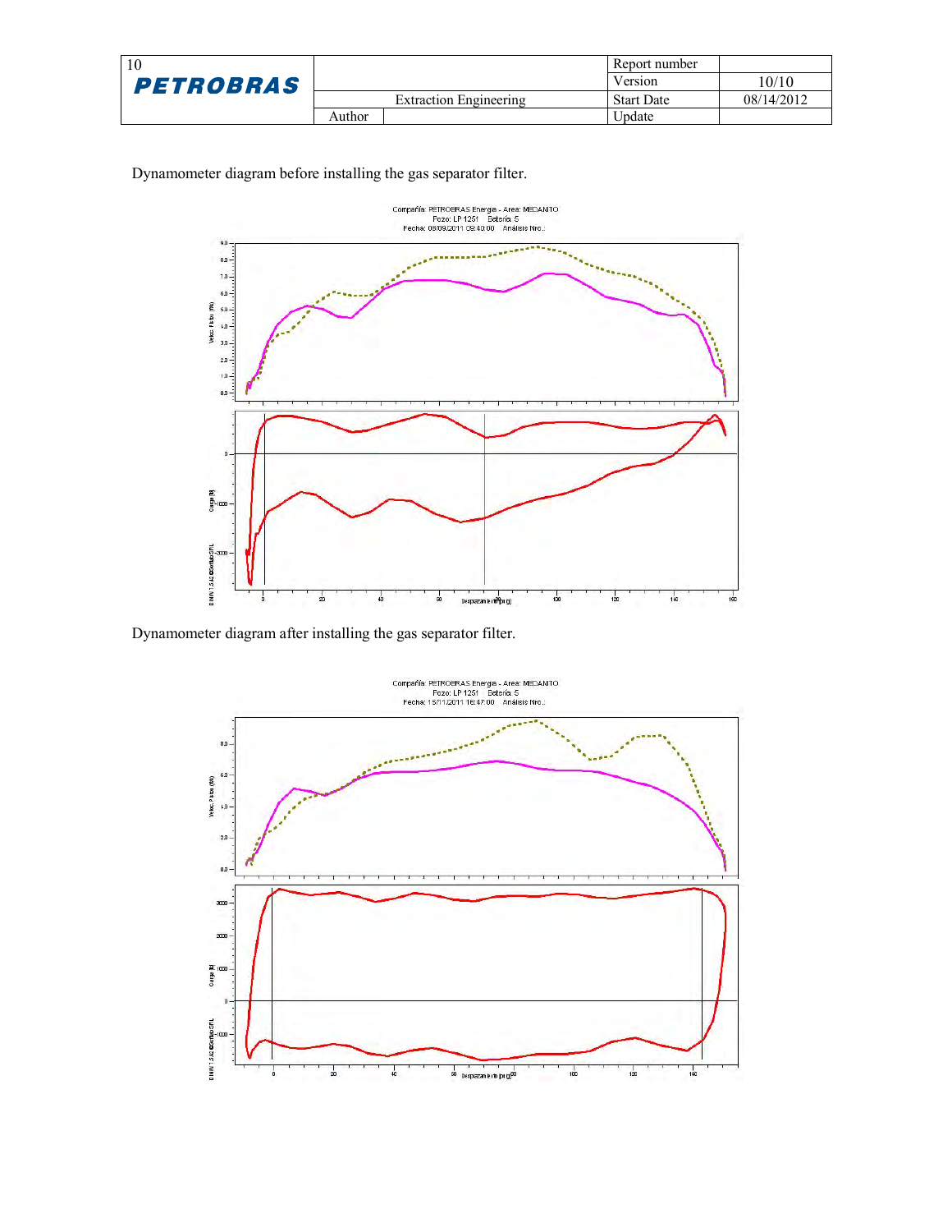Dynamometer diagram before installing the gas separator filter.

Compañía: PETROBRAS Energía - Area: MEDANITO
Pozo: LP 1251 Batería: 5
Fecha: 08/09/2011 09:40:00 Análisis Nro.:

9.0
8.0
7.0
6.0
5.0
4.0
3.0
2.0
1.0
0.0

Veloc. Pistón (ft/s)

0
-1000
-2000

Carga [lb]

DINAM 1.5.42 Bos/fluid/CFL

0 20 40 60 80 100 120 140 160

Desplazamiento [pulg]

Dynamometer diagram after installing the gas separator filter.

Compañía: PETROBRAS Energía - Area: MEDANITO
Pozo: LP 1251 Batería: 5
Fecha: 15/11/2011 16:47:00 Análisis Nro.:

8.0
6.0
4.0
2.0
0.0

Veloc. Pistón (ft/s)

3000
2000
1000
0
-1000

Carga [lb]

DINAM 1.5.42 Bos/fluid/CFL

0 20 40 60 80 100 120 140

Desplazamiento [pulg]